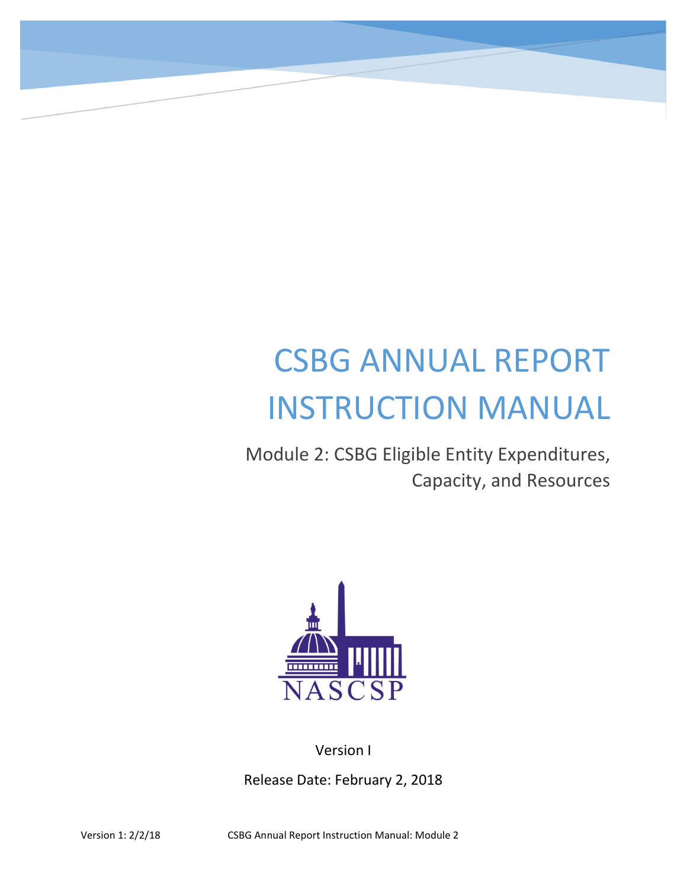# CSBG ANNUAL REPORT INSTRUCTION MANUAL

## Module 2: CSBG Eligible Entity Expenditures, Capacity, and Resources

NASCSP

Version I

Release Date: February 2, 2018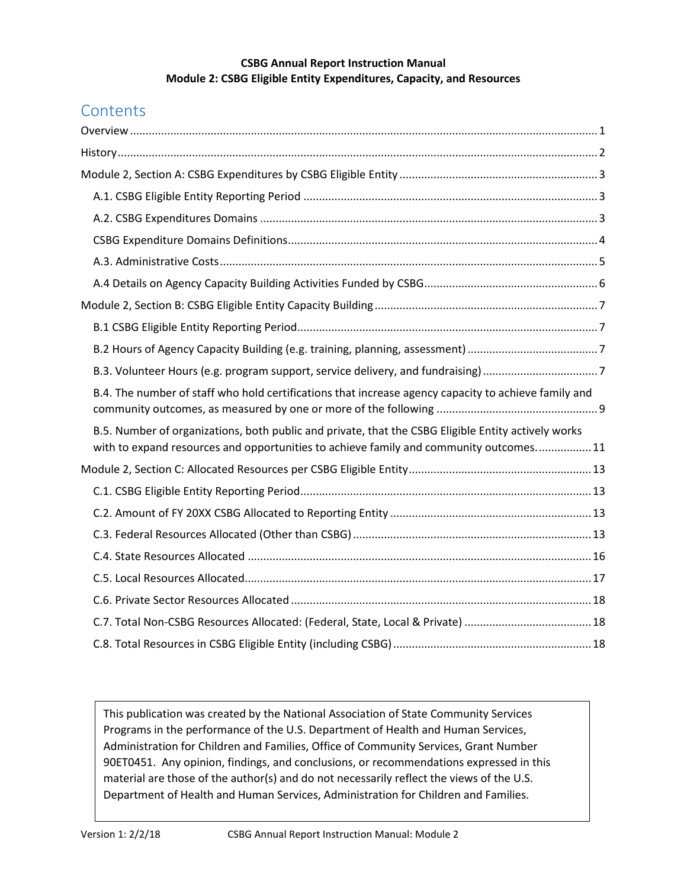**CSBG Annual Report Instruction Manual**
**Module 2: CSBG Eligible Entity Expenditures, Capacity, and Resources**

# Contents

Overview .......... 1

History .......... 2

Module 2, Section A: CSBG Expenditures by CSBG Eligible Entity .......... 3

- A.1. CSBG Eligible Entity Reporting Period .......... 3
- A.2. CSBG Expenditures Domains .......... 3
- CSBG Expenditure Domains Definitions .......... 4
- A.3. Administrative Costs .......... 5
- A.4 Details on Agency Capacity Building Activities Funded by CSBG .......... 6

Module 2, Section B: CSBG Eligible Entity Capacity Building .......... 7

- B.1 CSBG Eligible Entity Reporting Period .......... 7
- B.2 Hours of Agency Capacity Building (e.g. training, planning, assessment) .......... 7
- B.3. Volunteer Hours (e.g. program support, service delivery, and fundraising) .......... 7
- B.4. The number of staff who hold certifications that increase agency capacity to achieve family and community outcomes, as measured by one or more of the following .......... 9
- B.5. Number of organizations, both public and private, that the CSBG Eligible Entity actively works with to expand resources and opportunities to achieve family and community outcomes. .......... 11

Module 2, Section C: Allocated Resources per CSBG Eligible Entity .......... 13

- C.1. CSBG Eligible Entity Reporting Period .......... 13
- C.2. Amount of FY 20XX CSBG Allocated to Reporting Entity .......... 13
- C.3. Federal Resources Allocated (Other than CSBG) .......... 13
- C.4. State Resources Allocated .......... 16
- C.5. Local Resources Allocated .......... 17
- C.6. Private Sector Resources Allocated .......... 18
- C.7. Total Non-CSBG Resources Allocated: (Federal, State, Local & Private) .......... 18
- C.8. Total Resources in CSBG Eligible Entity (including CSBG) .......... 18

This publication was created by the National Association of State Community Services Programs in the performance of the U.S. Department of Health and Human Services, Administration for Children and Families, Office of Community Services, Grant Number 90ET0451. Any opinion, findings, and conclusions, or recommendations expressed in this material are those of the author(s) and do not necessarily reflect the views of the U.S. Department of Health and Human Services, Administration for Children and Families.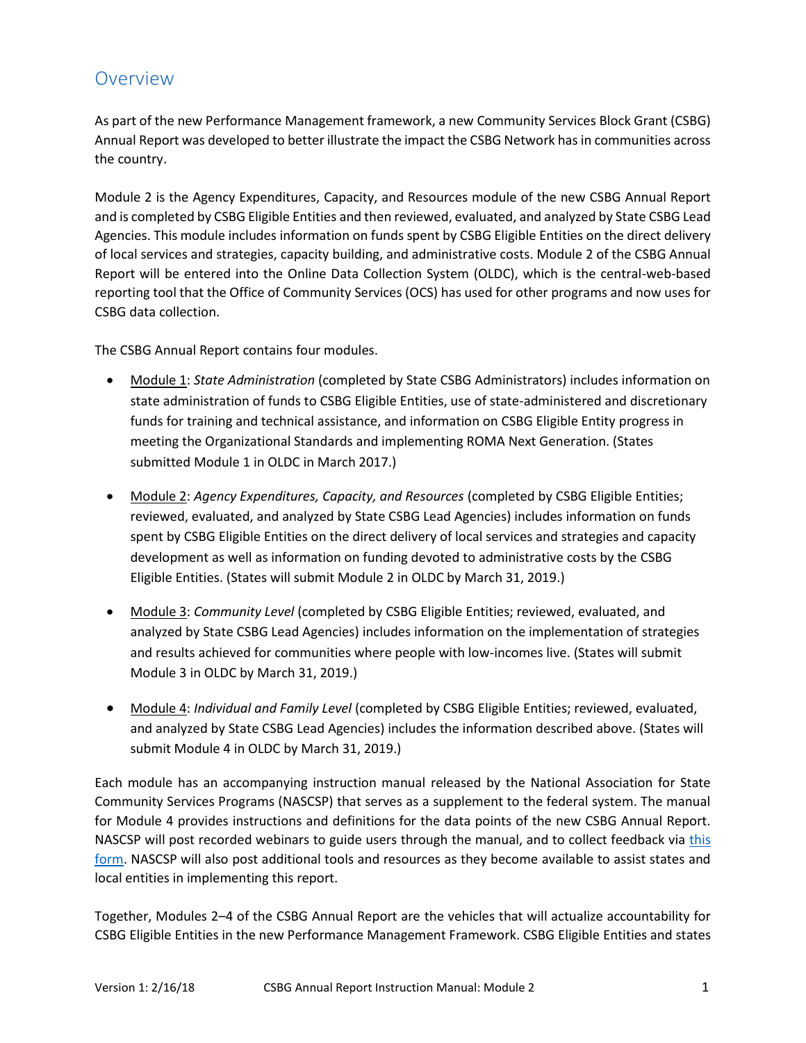## Overview

As part of the new Performance Management framework, a new Community Services Block Grant (CSBG) Annual Report was developed to better illustrate the impact the CSBG Network has in communities across the country.

Module 2 is the Agency Expenditures, Capacity, and Resources module of the new CSBG Annual Report and is completed by CSBG Eligible Entities and then reviewed, evaluated, and analyzed by State CSBG Lead Agencies. This module includes information on funds spent by CSBG Eligible Entities on the direct delivery of local services and strategies, capacity building, and administrative costs. Module 2 of the CSBG Annual Report will be entered into the Online Data Collection System (OLDC), which is the central-web-based reporting tool that the Office of Community Services (OCS) has used for other programs and now uses for CSBG data collection.

The CSBG Annual Report contains four modules.

- Module 1: *State Administration* (completed by State CSBG Administrators) includes information on state administration of funds to CSBG Eligible Entities, use of state-administered and discretionary funds for training and technical assistance, and information on CSBG Eligible Entity progress in meeting the Organizational Standards and implementing ROMA Next Generation. (States submitted Module 1 in OLDC in March 2017.)

- Module 2: *Agency Expenditures, Capacity, and Resources* (completed by CSBG Eligible Entities; reviewed, evaluated, and analyzed by State CSBG Lead Agencies) includes information on funds spent by CSBG Eligible Entities on the direct delivery of local services and strategies and capacity development as well as information on funding devoted to administrative costs by the CSBG Eligible Entities. (States will submit Module 2 in OLDC by March 31, 2019.)

- Module 3: *Community Level* (completed by CSBG Eligible Entities; reviewed, evaluated, and analyzed by State CSBG Lead Agencies) includes information on the implementation of strategies and results achieved for communities where people with low-incomes live. (States will submit Module 3 in OLDC by March 31, 2019.)

- Module 4: *Individual and Family Level* (completed by CSBG Eligible Entities; reviewed, evaluated, and analyzed by State CSBG Lead Agencies) includes the information described above. (States will submit Module 4 in OLDC by March 31, 2019.)

Each module has an accompanying instruction manual released by the National Association for State Community Services Programs (NASCSP) that serves as a supplement to the federal system. The manual for Module 4 provides instructions and definitions for the data points of the new CSBG Annual Report. NASCSP will post recorded webinars to guide users through the manual, and to collect feedback via this form. NASCSP will also post additional tools and resources as they become available to assist states and local entities in implementing this report.

Together, Modules 2–4 of the CSBG Annual Report are the vehicles that will actualize accountability for CSBG Eligible Entities in the new Performance Management Framework. CSBG Eligible Entities and states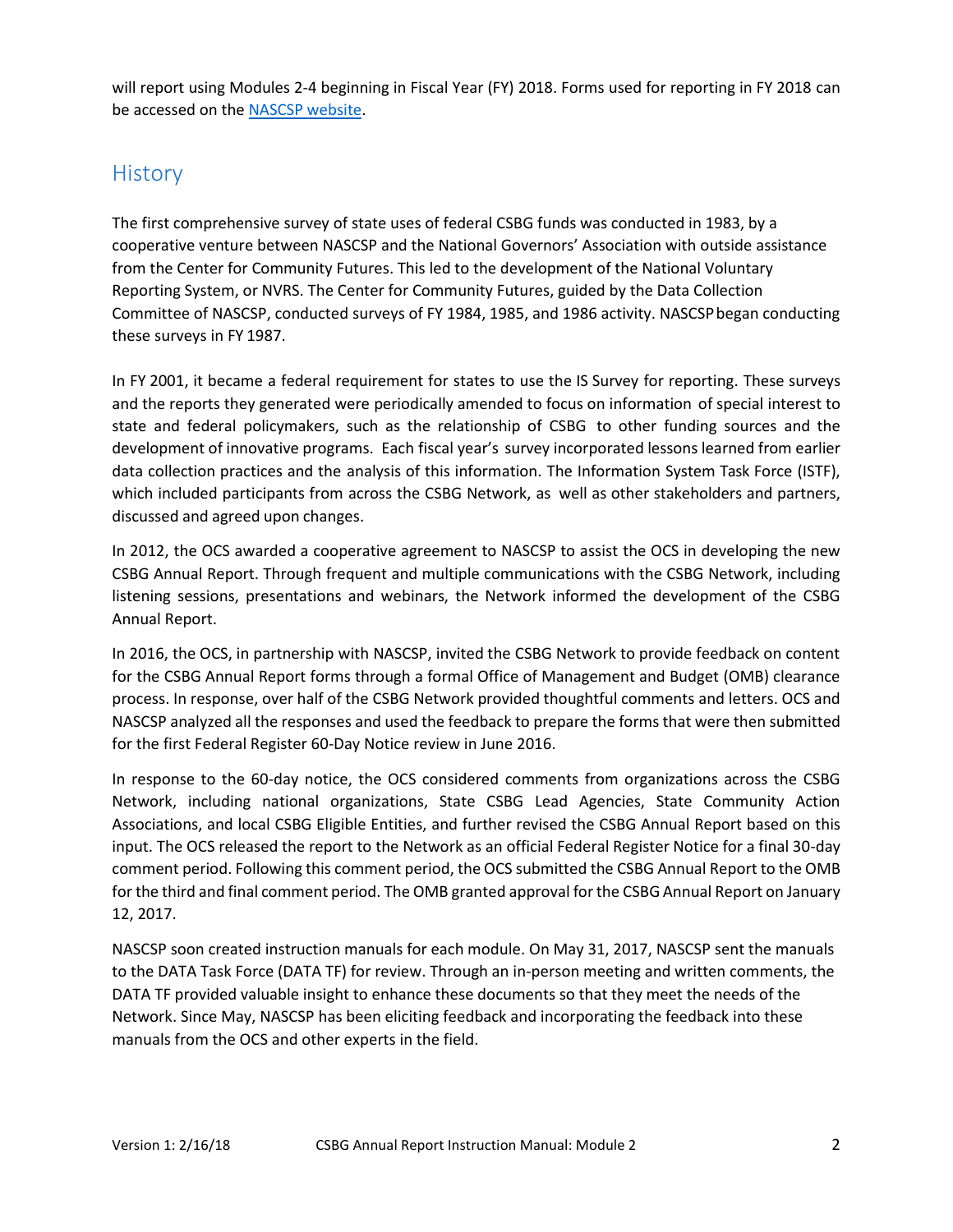will report using Modules 2-4 beginning in Fiscal Year (FY) 2018. Forms used for reporting in FY 2018 can be accessed on the NASCSP website.

## History

The first comprehensive survey of state uses of federal CSBG funds was conducted in 1983, by a cooperative venture between NASCSP and the National Governors' Association with outside assistance from the Center for Community Futures. This led to the development of the National Voluntary Reporting System, or NVRS. The Center for Community Futures, guided by the Data Collection Committee of NASCSP, conducted surveys of FY 1984, 1985, and 1986 activity. NASCSP began conducting these surveys in FY 1987.

In FY 2001, it became a federal requirement for states to use the IS Survey for reporting. These surveys and the reports they generated were periodically amended to focus on information of special interest to state and federal policymakers, such as the relationship of CSBG to other funding sources and the development of innovative programs. Each fiscal year's survey incorporated lessons learned from earlier data collection practices and the analysis of this information. The Information System Task Force (ISTF), which included participants from across the CSBG Network, as well as other stakeholders and partners, discussed and agreed upon changes.

In 2012, the OCS awarded a cooperative agreement to NASCSP to assist the OCS in developing the new CSBG Annual Report. Through frequent and multiple communications with the CSBG Network, including listening sessions, presentations and webinars, the Network informed the development of the CSBG Annual Report.

In 2016, the OCS, in partnership with NASCSP, invited the CSBG Network to provide feedback on content for the CSBG Annual Report forms through a formal Office of Management and Budget (OMB) clearance process. In response, over half of the CSBG Network provided thoughtful comments and letters. OCS and NASCSP analyzed all the responses and used the feedback to prepare the forms that were then submitted for the first Federal Register 60-Day Notice review in June 2016.

In response to the 60-day notice, the OCS considered comments from organizations across the CSBG Network, including national organizations, State CSBG Lead Agencies, State Community Action Associations, and local CSBG Eligible Entities, and further revised the CSBG Annual Report based on this input. The OCS released the report to the Network as an official Federal Register Notice for a final 30-day comment period. Following this comment period, the OCS submitted the CSBG Annual Report to the OMB for the third and final comment period. The OMB granted approval for the CSBG Annual Report on January 12, 2017.

NASCSP soon created instruction manuals for each module. On May 31, 2017, NASCSP sent the manuals to the DATA Task Force (DATA TF) for review. Through an in-person meeting and written comments, the DATA TF provided valuable insight to enhance these documents so that they meet the needs of the Network. Since May, NASCSP has been eliciting feedback and incorporating the feedback into these manuals from the OCS and other experts in the field.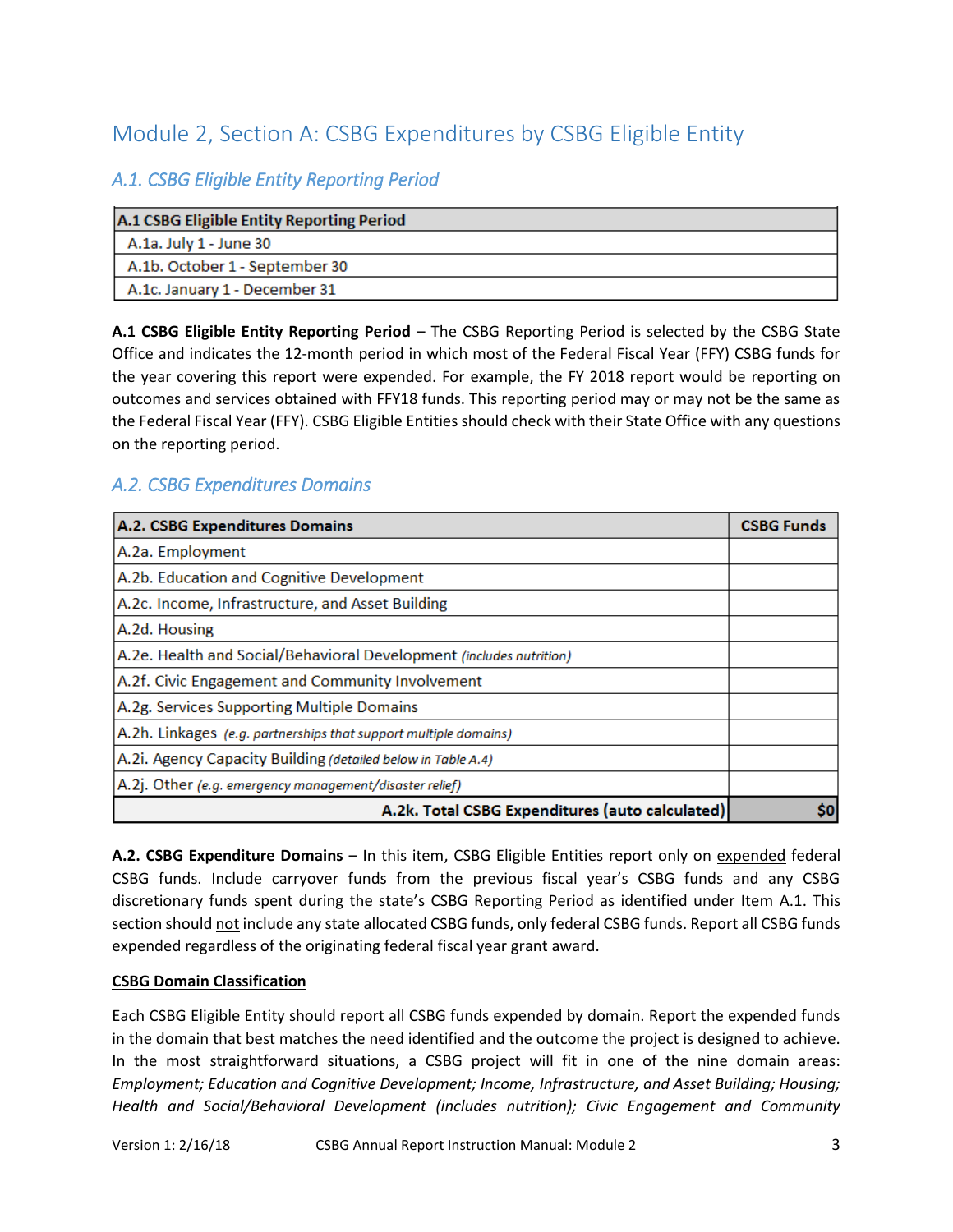# Module 2, Section A: CSBG Expenditures by CSBG Eligible Entity

## A.1. CSBG Eligible Entity Reporting Period

| A.1 CSBG Eligible Entity Reporting Period |
|---|
| A.1a. July 1 - June 30 |
| A.1b. October 1 - September 30 |
| A.1c. January 1 - December 31 |

**A.1 CSBG Eligible Entity Reporting Period** – The CSBG Reporting Period is selected by the CSBG State Office and indicates the 12-month period in which most of the Federal Fiscal Year (FFY) CSBG funds for the year covering this report were expended. For example, the FY 2018 report would be reporting on outcomes and services obtained with FFY18 funds. This reporting period may or may not be the same as the Federal Fiscal Year (FFY). CSBG Eligible Entities should check with their State Office with any questions on the reporting period.

## A.2. CSBG Expenditures Domains

| A.2. CSBG Expenditures Domains | CSBG Funds |
|---|---|
| A.2a. Employment | |
| A.2b. Education and Cognitive Development | |
| A.2c. Income, Infrastructure, and Asset Building | |
| A.2d. Housing | |
| A.2e. Health and Social/Behavioral Development *(includes nutrition)* | |
| A.2f. Civic Engagement and Community Involvement | |
| A.2g. Services Supporting Multiple Domains | |
| A.2h. Linkages *(e.g. partnerships that support multiple domains)* | |
| A.2i. Agency Capacity Building *(detailed below in Table A.4)* | |
| A.2j. Other *(e.g. emergency management/disaster relief)* | |
| **A.2k. Total CSBG Expenditures (auto calculated)** | **$0** |

**A.2. CSBG Expenditure Domains** – In this item, CSBG Eligible Entities report only on expended federal CSBG funds. Include carryover funds from the previous fiscal year's CSBG funds and any CSBG discretionary funds spent during the state's CSBG Reporting Period as identified under Item A.1. This section should not include any state allocated CSBG funds, only federal CSBG funds. Report all CSBG funds expended regardless of the originating federal fiscal year grant award.

**CSBG Domain Classification**

Each CSBG Eligible Entity should report all CSBG funds expended by domain. Report the expended funds in the domain that best matches the need identified and the outcome the project is designed to achieve. In the most straightforward situations, a CSBG project will fit in one of the nine domain areas: *Employment; Education and Cognitive Development; Income, Infrastructure, and Asset Building; Housing; Health and Social/Behavioral Development (includes nutrition); Civic Engagement and Community*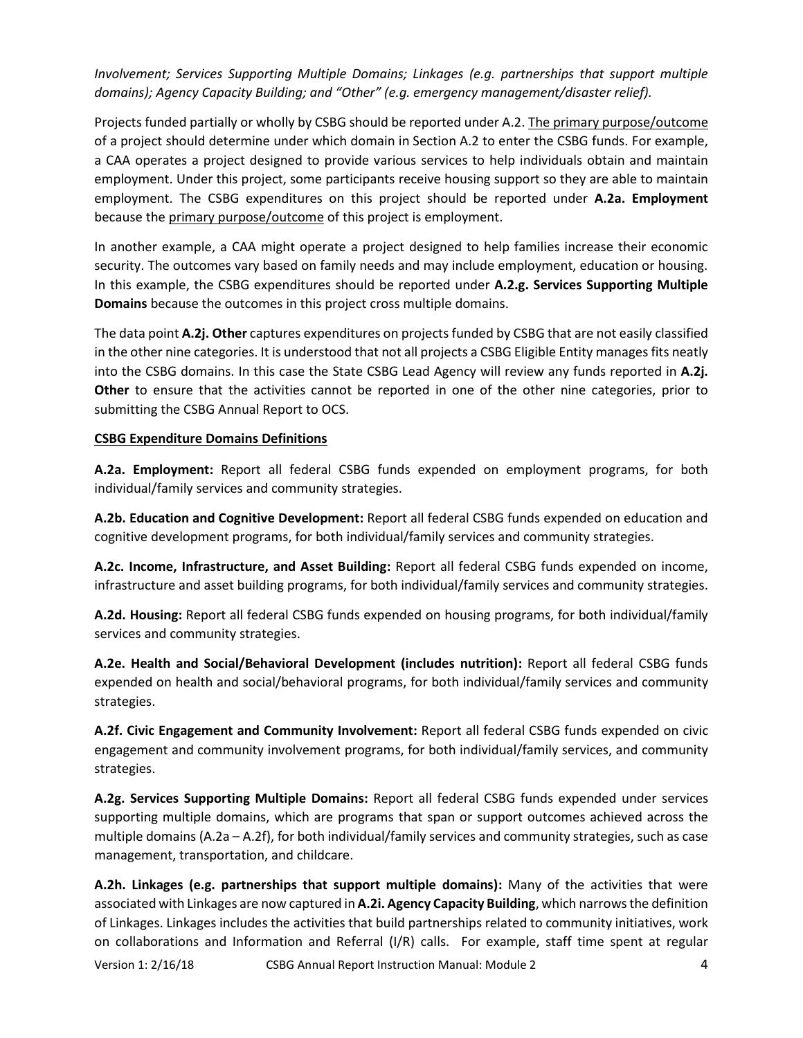*Involvement; Services Supporting Multiple Domains; Linkages (e.g. partnerships that support multiple domains); Agency Capacity Building; and "Other" (e.g. emergency management/disaster relief).*

Projects funded partially or wholly by CSBG should be reported under A.2. The primary purpose/outcome of a project should determine under which domain in Section A.2 to enter the CSBG funds. For example, a CAA operates a project designed to provide various services to help individuals obtain and maintain employment. Under this project, some participants receive housing support so they are able to maintain employment. The CSBG expenditures on this project should be reported under **A.2a. Employment** because the primary purpose/outcome of this project is employment.

In another example, a CAA might operate a project designed to help families increase their economic security. The outcomes vary based on family needs and may include employment, education or housing. In this example, the CSBG expenditures should be reported under **A.2.g. Services Supporting Multiple Domains** because the outcomes in this project cross multiple domains.

The data point **A.2j. Other** captures expenditures on projects funded by CSBG that are not easily classified in the other nine categories. It is understood that not all projects a CSBG Eligible Entity manages fits neatly into the CSBG domains. In this case the State CSBG Lead Agency will review any funds reported in **A.2j. Other** to ensure that the activities cannot be reported in one of the other nine categories, prior to submitting the CSBG Annual Report to OCS.

**CSBG Expenditure Domains Definitions**

**A.2a. Employment:** Report all federal CSBG funds expended on employment programs, for both individual/family services and community strategies.

**A.2b. Education and Cognitive Development:** Report all federal CSBG funds expended on education and cognitive development programs, for both individual/family services and community strategies.

**A.2c. Income, Infrastructure, and Asset Building:** Report all federal CSBG funds expended on income, infrastructure and asset building programs, for both individual/family services and community strategies.

**A.2d. Housing:** Report all federal CSBG funds expended on housing programs, for both individual/family services and community strategies.

**A.2e. Health and Social/Behavioral Development (includes nutrition):** Report all federal CSBG funds expended on health and social/behavioral programs, for both individual/family services and community strategies.

**A.2f. Civic Engagement and Community Involvement:** Report all federal CSBG funds expended on civic engagement and community involvement programs, for both individual/family services, and community strategies.

**A.2g. Services Supporting Multiple Domains:** Report all federal CSBG funds expended under services supporting multiple domains, which are programs that span or support outcomes achieved across the multiple domains (A.2a – A.2f), for both individual/family services and community strategies, such as case management, transportation, and childcare.

**A.2h. Linkages (e.g. partnerships that support multiple domains):** Many of the activities that were associated with Linkages are now captured in **A.2i. Agency Capacity Building**, which narrows the definition of Linkages. Linkages includes the activities that build partnerships related to community initiatives, work on collaborations and Information and Referral (I/R) calls. For example, staff time spent at regular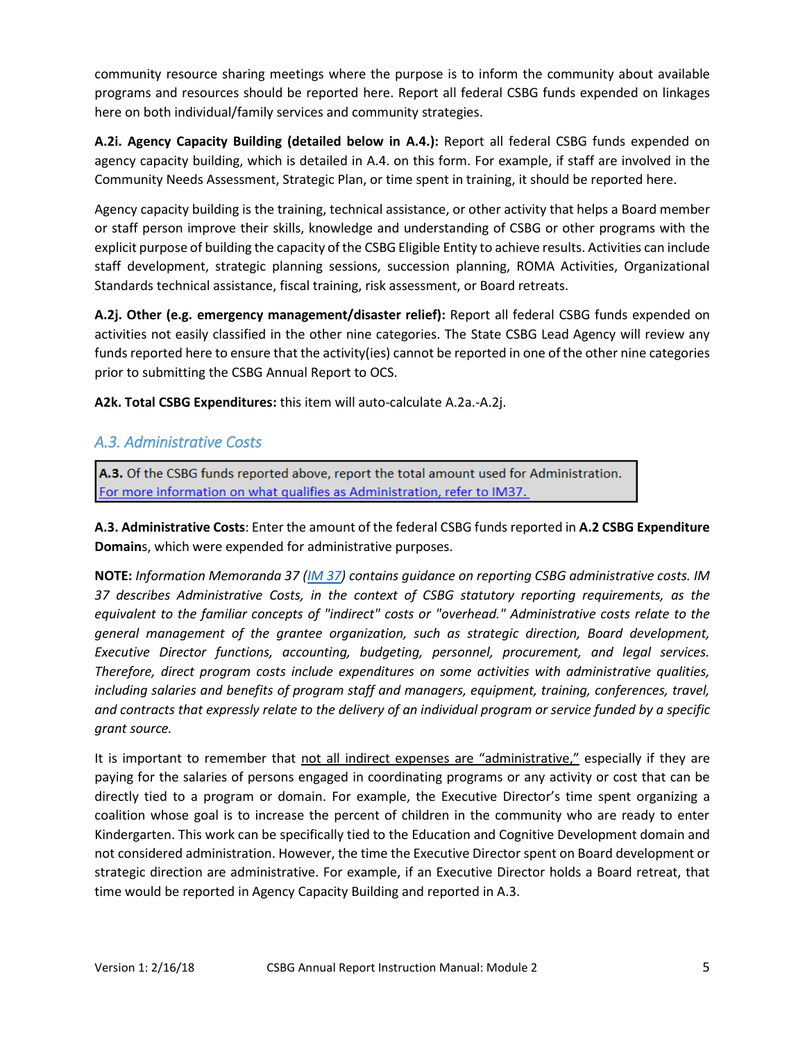community resource sharing meetings where the purpose is to inform the community about available programs and resources should be reported here. Report all federal CSBG funds expended on linkages here on both individual/family services and community strategies.

**A.2i. Agency Capacity Building (detailed below in A.4.):** Report all federal CSBG funds expended on agency capacity building, which is detailed in A.4. on this form. For example, if staff are involved in the Community Needs Assessment, Strategic Plan, or time spent in training, it should be reported here.

Agency capacity building is the training, technical assistance, or other activity that helps a Board member or staff person improve their skills, knowledge and understanding of CSBG or other programs with the explicit purpose of building the capacity of the CSBG Eligible Entity to achieve results. Activities can include staff development, strategic planning sessions, succession planning, ROMA Activities, Organizational Standards technical assistance, fiscal training, risk assessment, or Board retreats.

**A.2j. Other (e.g. emergency management/disaster relief):** Report all federal CSBG funds expended on activities not easily classified in the other nine categories. The State CSBG Lead Agency will review any funds reported here to ensure that the activity(ies) cannot be reported in one of the other nine categories prior to submitting the CSBG Annual Report to OCS.

**A2k. Total CSBG Expenditures:** this item will auto-calculate A.2a.-A.2j.

## *A.3. Administrative Costs*

| **A.3.** Of the CSBG funds reported above, report the total amount used for Administration. [For more information on what qualifies as Administration, refer to IM37.](#) |
|---|

**A.3. Administrative Costs**: Enter the amount of the federal CSBG funds reported in **A.2 CSBG Expenditure Domain**s, which were expended for administrative purposes.

**NOTE:** *Information Memoranda 37 ([IM 37](#)) contains guidance on reporting CSBG administrative costs. IM 37 describes Administrative Costs, in the context of CSBG statutory reporting requirements, as the equivalent to the familiar concepts of "indirect" costs or "overhead." Administrative costs relate to the general management of the grantee organization, such as strategic direction, Board development, Executive Director functions, accounting, budgeting, personnel, procurement, and legal services. Therefore, direct program costs include expenditures on some activities with administrative qualities, including salaries and benefits of program staff and managers, equipment, training, conferences, travel, and contracts that expressly relate to the delivery of an individual program or service funded by a specific grant source.*

It is important to remember that <u>not all indirect expenses are "administrative,"</u> especially if they are paying for the salaries of persons engaged in coordinating programs or any activity or cost that can be directly tied to a program or domain. For example, the Executive Director's time spent organizing a coalition whose goal is to increase the percent of children in the community who are ready to enter Kindergarten. This work can be specifically tied to the Education and Cognitive Development domain and not considered administration. However, the time the Executive Director spent on Board development or strategic direction are administrative. For example, if an Executive Director holds a Board retreat, that time would be reported in Agency Capacity Building and reported in A.3.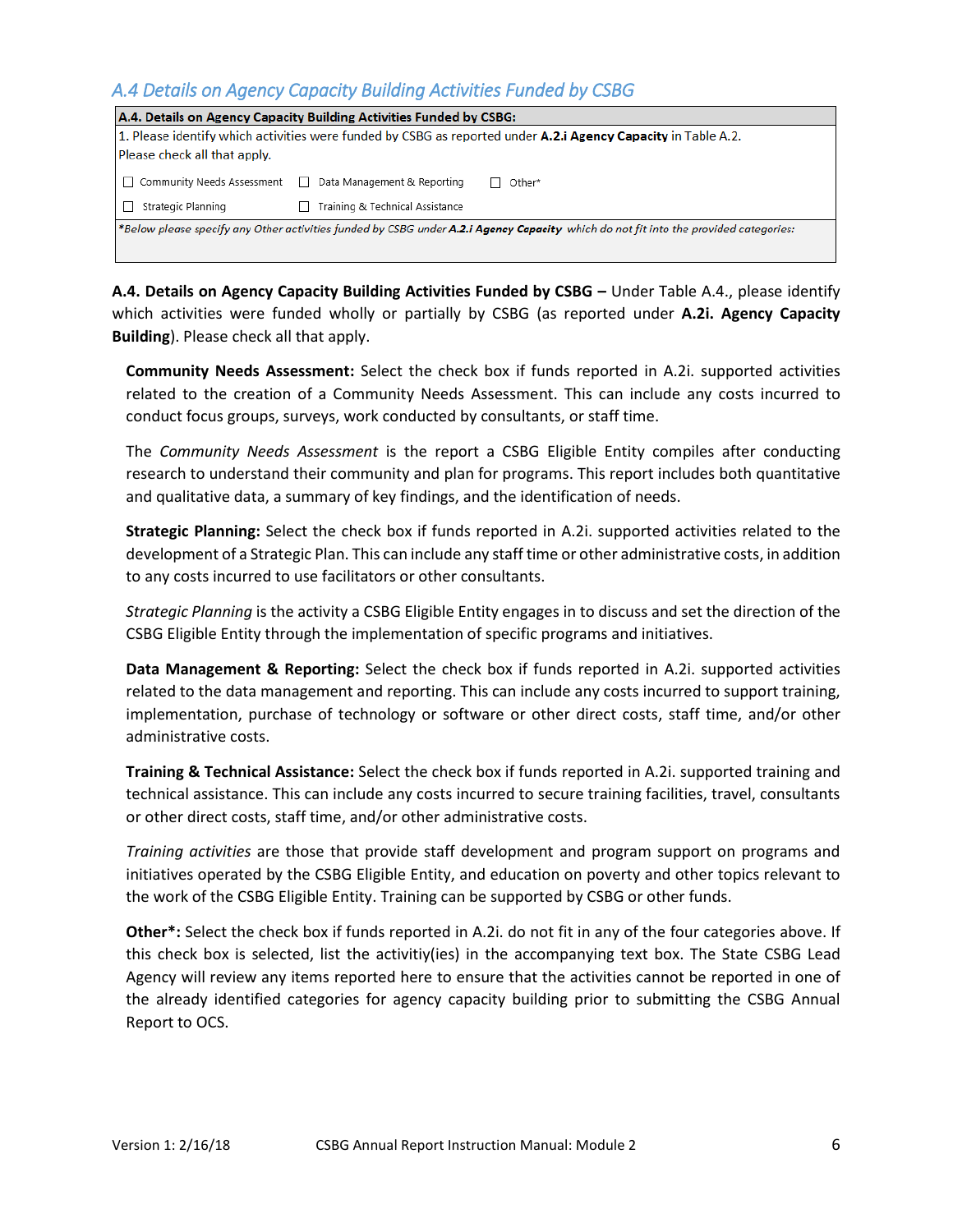## A.4 Details on Agency Capacity Building Activities Funded by CSBG

| A.4. Details on Agency Capacity Building Activities Funded by CSBG: | | |
|---|---|---|
| 1. Please identify which activities were funded by CSBG as reported under **A.2.i Agency Capacity** in Table A.2. Please check all that apply. | | |
| ☐ Community Needs Assessment | ☐ Data Management & Reporting | ☐ Other* |
| ☐ Strategic Planning | ☐ Training & Technical Assistance | |
| **Below please specify any Other activities funded by CSBG under **A.2.i Agency Capacity** which do not fit into the provided categories:** | | |

**A.4. Details on Agency Capacity Building Activities Funded by CSBG –** Under Table A.4., please identify which activities were funded wholly or partially by CSBG (as reported under **A.2i. Agency Capacity Building**). Please check all that apply.

**Community Needs Assessment:** Select the check box if funds reported in A.2i. supported activities related to the creation of a Community Needs Assessment. This can include any costs incurred to conduct focus groups, surveys, work conducted by consultants, or staff time.

The *Community Needs Assessment* is the report a CSBG Eligible Entity compiles after conducting research to understand their community and plan for programs. This report includes both quantitative and qualitative data, a summary of key findings, and the identification of needs.

**Strategic Planning:** Select the check box if funds reported in A.2i. supported activities related to the development of a Strategic Plan. This can include any staff time or other administrative costs, in addition to any costs incurred to use facilitators or other consultants.

*Strategic Planning* is the activity a CSBG Eligible Entity engages in to discuss and set the direction of the CSBG Eligible Entity through the implementation of specific programs and initiatives.

**Data Management & Reporting:** Select the check box if funds reported in A.2i. supported activities related to the data management and reporting. This can include any costs incurred to support training, implementation, purchase of technology or software or other direct costs, staff time, and/or other administrative costs.

**Training & Technical Assistance:** Select the check box if funds reported in A.2i. supported training and technical assistance. This can include any costs incurred to secure training facilities, travel, consultants or other direct costs, staff time, and/or other administrative costs.

*Training activities* are those that provide staff development and program support on programs and initiatives operated by the CSBG Eligible Entity, and education on poverty and other topics relevant to the work of the CSBG Eligible Entity. Training can be supported by CSBG or other funds.

**Other*:** Select the check box if funds reported in A.2i. do not fit in any of the four categories above. If this check box is selected, list the activitiy(ies) in the accompanying text box. The State CSBG Lead Agency will review any items reported here to ensure that the activities cannot be reported in one of the already identified categories for agency capacity building prior to submitting the CSBG Annual Report to OCS.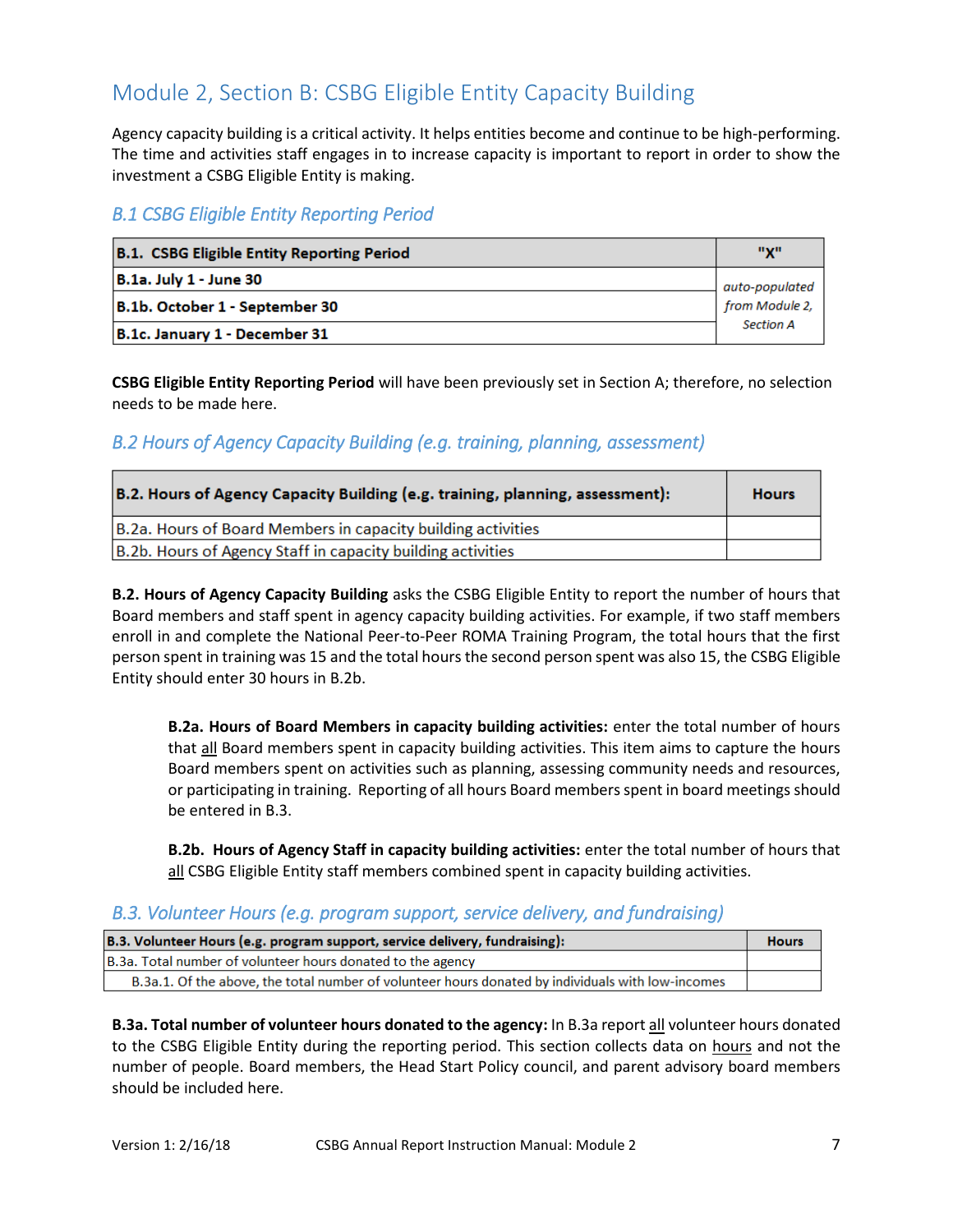## Module 2, Section B: CSBG Eligible Entity Capacity Building

Agency capacity building is a critical activity. It helps entities become and continue to be high-performing. The time and activities staff engages in to increase capacity is important to report in order to show the investment a CSBG Eligible Entity is making.

### *B.1 CSBG Eligible Entity Reporting Period*

| **B.1. CSBG Eligible Entity Reporting Period** | **"X"** |
|---|---|
| **B.1a. July 1 - June 30** | *auto-populated from Module 2, Section A* |
| **B.1b. October 1 - September 30** | |
| **B.1c. January 1 - December 31** | |

**CSBG Eligible Entity Reporting Period** will have been previously set in Section A; therefore, no selection needs to be made here.

### *B.2 Hours of Agency Capacity Building (e.g. training, planning, assessment)*

| **B.2. Hours of Agency Capacity Building (e.g. training, planning, assessment):** | **Hours** |
|---|---|
| B.2a. Hours of Board Members in capacity building activities | |
| B.2b. Hours of Agency Staff in capacity building activities | |

**B.2. Hours of Agency Capacity Building** asks the CSBG Eligible Entity to report the number of hours that Board members and staff spent in agency capacity building activities. For example, if two staff members enroll in and complete the National Peer-to-Peer ROMA Training Program, the total hours that the first person spent in training was 15 and the total hours the second person spent was also 15, the CSBG Eligible Entity should enter 30 hours in B.2b.

> **B.2a. Hours of Board Members in capacity building activities:** enter the total number of hours that all Board members spent in capacity building activities. This item aims to capture the hours Board members spent on activities such as planning, assessing community needs and resources, or participating in training. Reporting of all hours Board members spent in board meetings should be entered in B.3.
>
> **B.2b. Hours of Agency Staff in capacity building activities:** enter the total number of hours that all CSBG Eligible Entity staff members combined spent in capacity building activities.

### *B.3. Volunteer Hours (e.g. program support, service delivery, and fundraising)*

| **B.3. Volunteer Hours (e.g. program support, service delivery, fundraising):** | **Hours** |
|---|---|
| B.3a. Total number of volunteer hours donated to the agency | |
| B.3a.1. Of the above, the total number of volunteer hours donated by individuals with low-incomes | |

**B.3a. Total number of volunteer hours donated to the agency:** In B.3a report all volunteer hours donated to the CSBG Eligible Entity during the reporting period. This section collects data on hours and not the number of people. Board members, the Head Start Policy council, and parent advisory board members should be included here.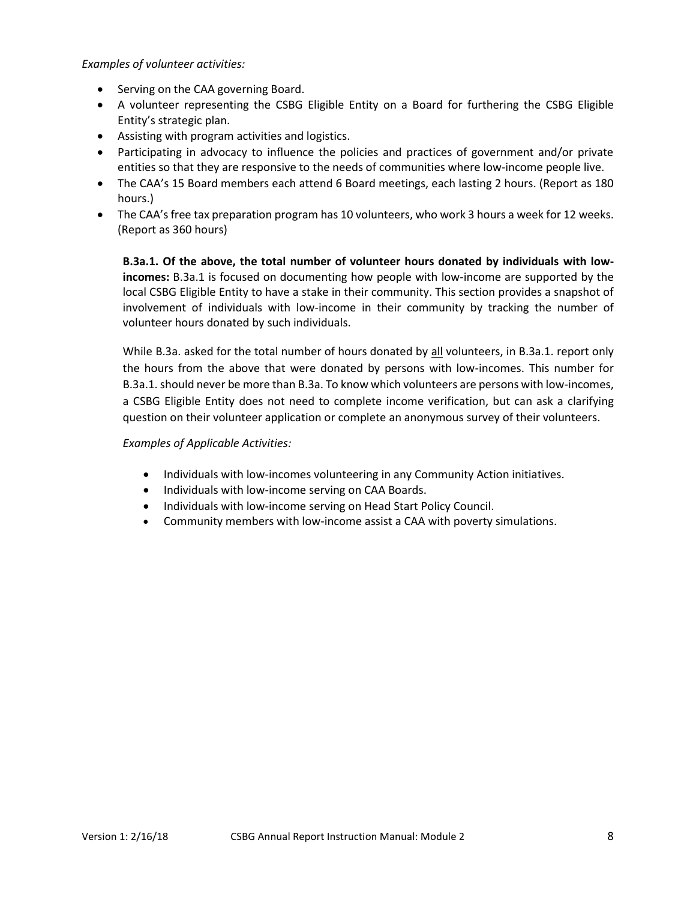*Examples of volunteer activities:*

- Serving on the CAA governing Board.
- A volunteer representing the CSBG Eligible Entity on a Board for furthering the CSBG Eligible Entity's strategic plan.
- Assisting with program activities and logistics.
- Participating in advocacy to influence the policies and practices of government and/or private entities so that they are responsive to the needs of communities where low-income people live.
- The CAA's 15 Board members each attend 6 Board meetings, each lasting 2 hours. (Report as 180 hours.)
- The CAA's free tax preparation program has 10 volunteers, who work 3 hours a week for 12 weeks. (Report as 360 hours)

**B.3a.1. Of the above, the total number of volunteer hours donated by individuals with low-incomes:** B.3a.1 is focused on documenting how people with low-income are supported by the local CSBG Eligible Entity to have a stake in their community. This section provides a snapshot of involvement of individuals with low-income in their community by tracking the number of volunteer hours donated by such individuals.

While B.3a. asked for the total number of hours donated by <u>all</u> volunteers, in B.3a.1. report only the hours from the above that were donated by persons with low-incomes. This number for B.3a.1. should never be more than B.3a. To know which volunteers are persons with low-incomes, a CSBG Eligible Entity does not need to complete income verification, but can ask a clarifying question on their volunteer application or complete an anonymous survey of their volunteers.

*Examples of Applicable Activities:*

- Individuals with low-incomes volunteering in any Community Action initiatives.
- Individuals with low-income serving on CAA Boards.
- Individuals with low-income serving on Head Start Policy Council.
- Community members with low-income assist a CAA with poverty simulations.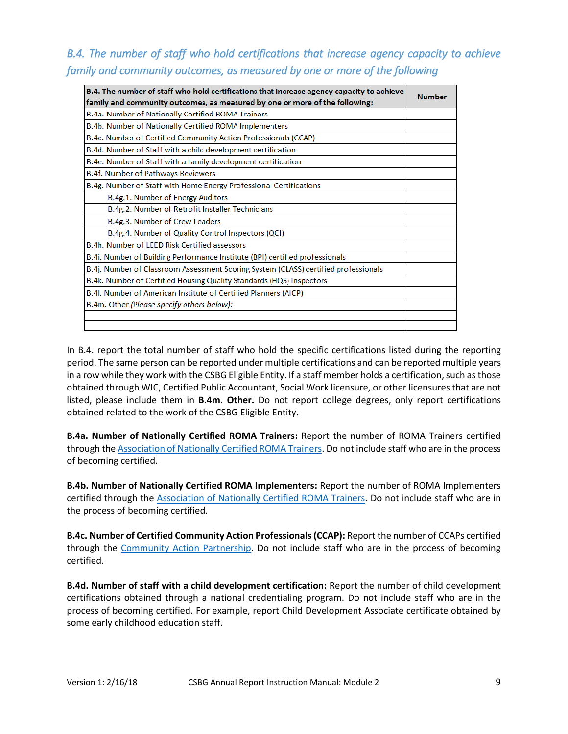## *B.4. The number of staff who hold certifications that increase agency capacity to achieve family and community outcomes, as measured by one or more of the following*

| **B.4. The number of staff who hold certifications that increase agency capacity to achieve family and community outcomes, as measured by one or more of the following:** | **Number** |
|---|---|
| B.4a. Number of Nationally Certified ROMA Trainers | |
| B.4b. Number of Nationally Certified ROMA Implementers | |
| B.4c. Number of Certified Community Action Professionals (CCAP) | |
| B.4d. Number of Staff with a child development certification | |
| B.4e. Number of Staff with a family development certification | |
| B.4f. Number of Pathways Reviewers | |
| B.4g. Number of Staff with Home Energy Professional Certifications | |
| B.4g.1. Number of Energy Auditors | |
| B.4g.2. Number of Retrofit Installer Technicians | |
| B.4g.3. Number of Crew Leaders | |
| B.4g.4. Number of Quality Control Inspectors (QCI) | |
| B.4h. Number of LEED Risk Certified assessors | |
| B.4i. Number of Building Performance Institute (BPI) certified professionals | |
| B.4j. Number of Classroom Assessment Scoring System (CLASS) certified professionals | |
| B.4k. Number of Certified Housing Quality Standards (HQS) Inspectors | |
| B.4l. Number of American Institute of Certified Planners (AICP) | |
| B.4m. Other *(Please specify others below)*: | |
| | |
| | |

In B.4. report the total number of staff who hold the specific certifications listed during the reporting period. The same person can be reported under multiple certifications and can be reported multiple years in a row while they work with the CSBG Eligible Entity. If a staff member holds a certification, such as those obtained through WIC, Certified Public Accountant, Social Work licensure, or other licensures that are not listed, please include them in **B.4m. Other.** Do not report college degrees, only report certifications obtained related to the work of the CSBG Eligible Entity.

**B.4a. Number of Nationally Certified ROMA Trainers:** Report the number of ROMA Trainers certified through the Association of Nationally Certified ROMA Trainers. Do not include staff who are in the process of becoming certified.

**B.4b. Number of Nationally Certified ROMA Implementers:** Report the number of ROMA Implementers certified through the Association of Nationally Certified ROMA Trainers. Do not include staff who are in the process of becoming certified.

**B.4c. Number of Certified Community Action Professionals (CCAP):** Report the number of CCAPs certified through the Community Action Partnership. Do not include staff who are in the process of becoming certified.

**B.4d. Number of staff with a child development certification:** Report the number of child development certifications obtained through a national credentialing program. Do not include staff who are in the process of becoming certified. For example, report Child Development Associate certificate obtained by some early childhood education staff.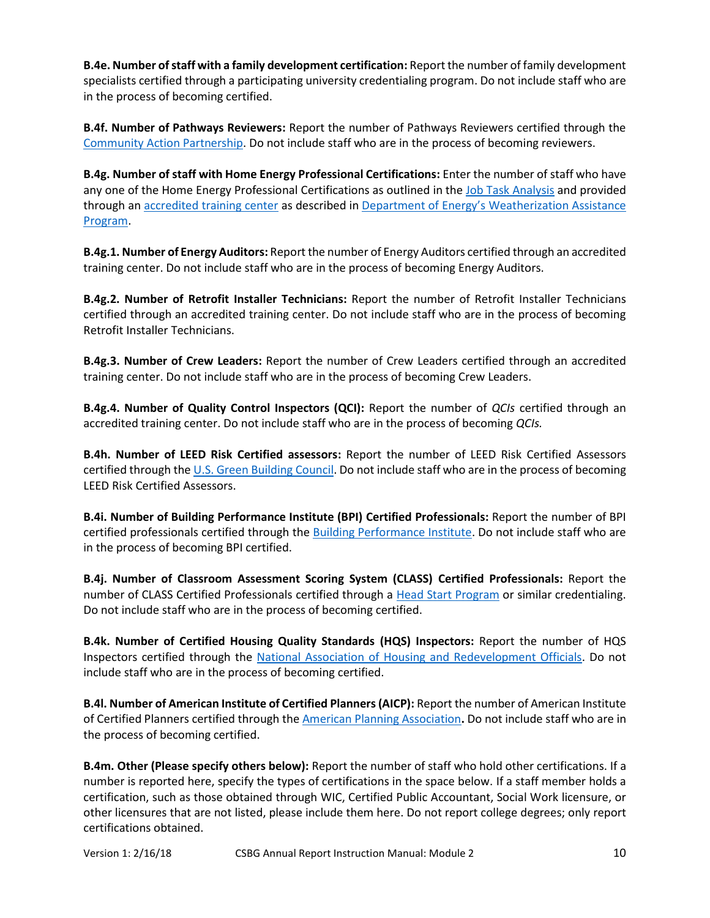**B.4e. Number of staff with a family development certification:** Report the number of family development specialists certified through a participating university credentialing program. Do not include staff who are in the process of becoming certified.

**B.4f. Number of Pathways Reviewers:** Report the number of Pathways Reviewers certified through the Community Action Partnership. Do not include staff who are in the process of becoming reviewers.

**B.4g. Number of staff with Home Energy Professional Certifications:** Enter the number of staff who have any one of the Home Energy Professional Certifications as outlined in the Job Task Analysis and provided through an accredited training center as described in Department of Energy's Weatherization Assistance Program.

**B.4g.1. Number of Energy Auditors:** Report the number of Energy Auditors certified through an accredited training center. Do not include staff who are in the process of becoming Energy Auditors.

**B.4g.2. Number of Retrofit Installer Technicians:** Report the number of Retrofit Installer Technicians certified through an accredited training center. Do not include staff who are in the process of becoming Retrofit Installer Technicians.

**B.4g.3. Number of Crew Leaders:** Report the number of Crew Leaders certified through an accredited training center. Do not include staff who are in the process of becoming Crew Leaders.

**B.4g.4. Number of Quality Control Inspectors (QCI):** Report the number of *QCIs* certified through an accredited training center. Do not include staff who are in the process of becoming *QCIs.*

**B.4h. Number of LEED Risk Certified assessors:** Report the number of LEED Risk Certified Assessors certified through the U.S. Green Building Council. Do not include staff who are in the process of becoming LEED Risk Certified Assessors.

**B.4i. Number of Building Performance Institute (BPI) Certified Professionals:** Report the number of BPI certified professionals certified through the Building Performance Institute. Do not include staff who are in the process of becoming BPI certified.

**B.4j. Number of Classroom Assessment Scoring System (CLASS) Certified Professionals:** Report the number of CLASS Certified Professionals certified through a Head Start Program or similar credentialing. Do not include staff who are in the process of becoming certified.

**B.4k. Number of Certified Housing Quality Standards (HQS) Inspectors:** Report the number of HQS Inspectors certified through the National Association of Housing and Redevelopment Officials. Do not include staff who are in the process of becoming certified.

**B.4l. Number of American Institute of Certified Planners (AICP):** Report the number of American Institute of Certified Planners certified through the American Planning Association**.** Do not include staff who are in the process of becoming certified.

**B.4m. Other (Please specify others below):** Report the number of staff who hold other certifications. If a number is reported here, specify the types of certifications in the space below. If a staff member holds a certification, such as those obtained through WIC, Certified Public Accountant, Social Work licensure, or other licensures that are not listed, please include them here. Do not report college degrees; only report certifications obtained.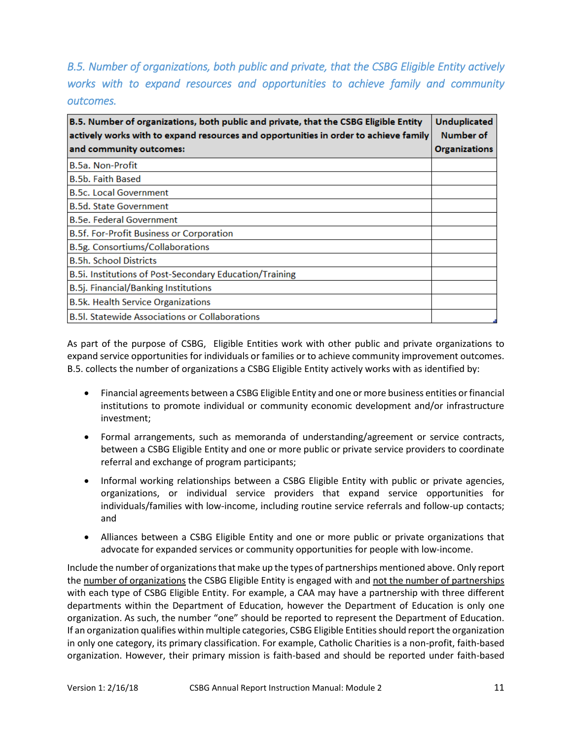### *B.5. Number of organizations, both public and private, that the CSBG Eligible Entity actively works with to expand resources and opportunities to achieve family and community outcomes.*

| B.5. Number of organizations, both public and private, that the CSBG Eligible Entity actively works with to expand resources and opportunities in order to achieve family and community outcomes: | Unduplicated Number of Organizations |
|---|---|
| B.5a. Non-Profit | |
| B.5b. Faith Based | |
| B.5c. Local Government | |
| B.5d. State Government | |
| B.5e. Federal Government | |
| B.5f. For-Profit Business or Corporation | |
| B.5g. Consortiums/Collaborations | |
| B.5h. School Districts | |
| B.5i. Institutions of Post-Secondary Education/Training | |
| B.5j. Financial/Banking Institutions | |
| B.5k. Health Service Organizations | |
| B.5l. Statewide Associations or Collaborations | |

As part of the purpose of CSBG, Eligible Entities work with other public and private organizations to expand service opportunities for individuals or families or to achieve community improvement outcomes. B.5. collects the number of organizations a CSBG Eligible Entity actively works with as identified by:

- Financial agreements between a CSBG Eligible Entity and one or more business entities or financial institutions to promote individual or community economic development and/or infrastructure investment;
- Formal arrangements, such as memoranda of understanding/agreement or service contracts, between a CSBG Eligible Entity and one or more public or private service providers to coordinate referral and exchange of program participants;
- Informal working relationships between a CSBG Eligible Entity with public or private agencies, organizations, or individual service providers that expand service opportunities for individuals/families with low-income, including routine service referrals and follow-up contacts; and
- Alliances between a CSBG Eligible Entity and one or more public or private organizations that advocate for expanded services or community opportunities for people with low-income.

Include the number of organizations that make up the types of partnerships mentioned above. Only report the <u>number of organizations</u> the CSBG Eligible Entity is engaged with and <u>not the number of partnerships</u> with each type of CSBG Eligible Entity. For example, a CAA may have a partnership with three different departments within the Department of Education, however the Department of Education is only one organization. As such, the number "one" should be reported to represent the Department of Education. If an organization qualifies within multiple categories, CSBG Eligible Entities should report the organization in only one category, its primary classification. For example, Catholic Charities is a non-profit, faith-based organization. However, their primary mission is faith-based and should be reported under faith-based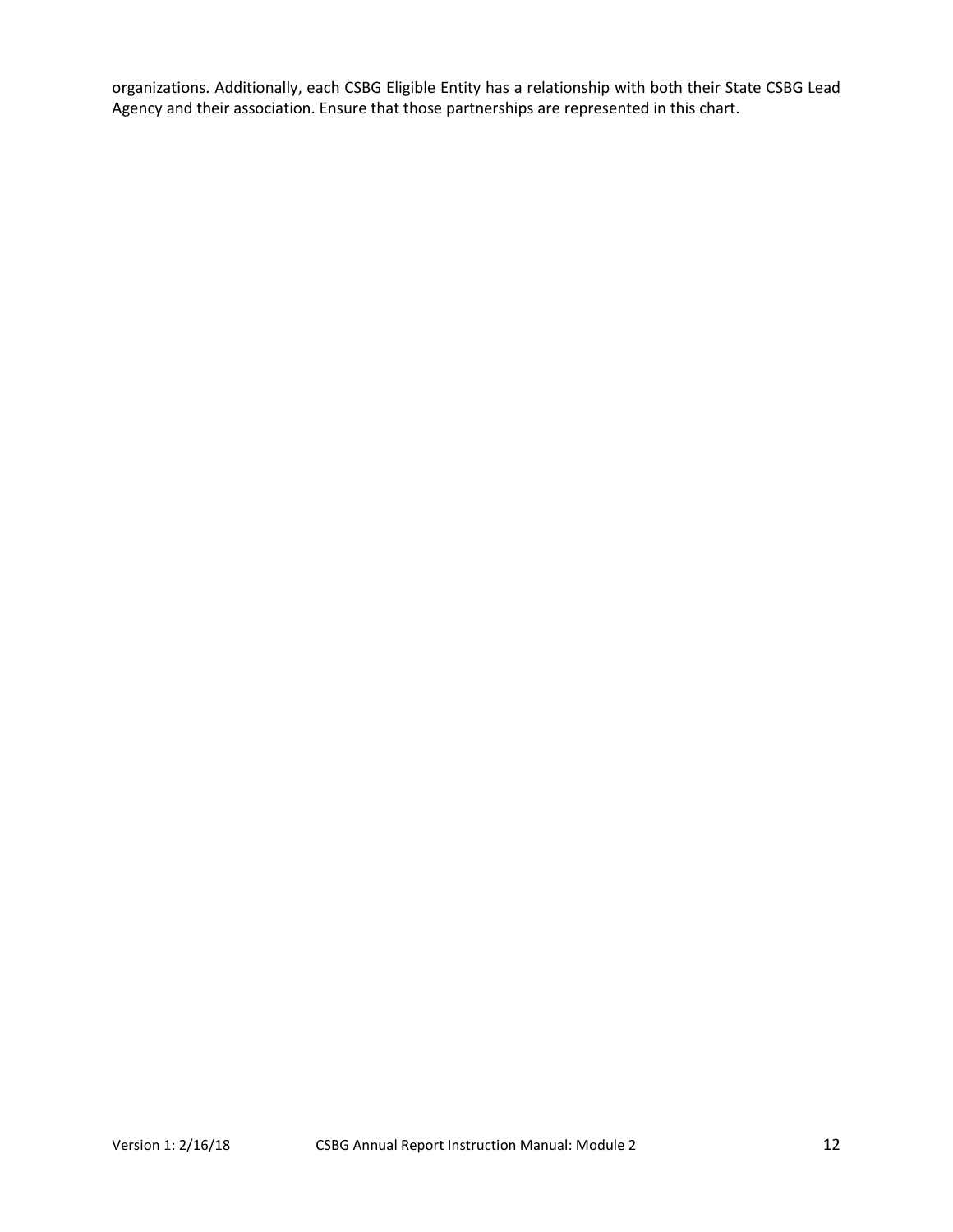organizations. Additionally, each CSBG Eligible Entity has a relationship with both their State CSBG Lead Agency and their association. Ensure that those partnerships are represented in this chart.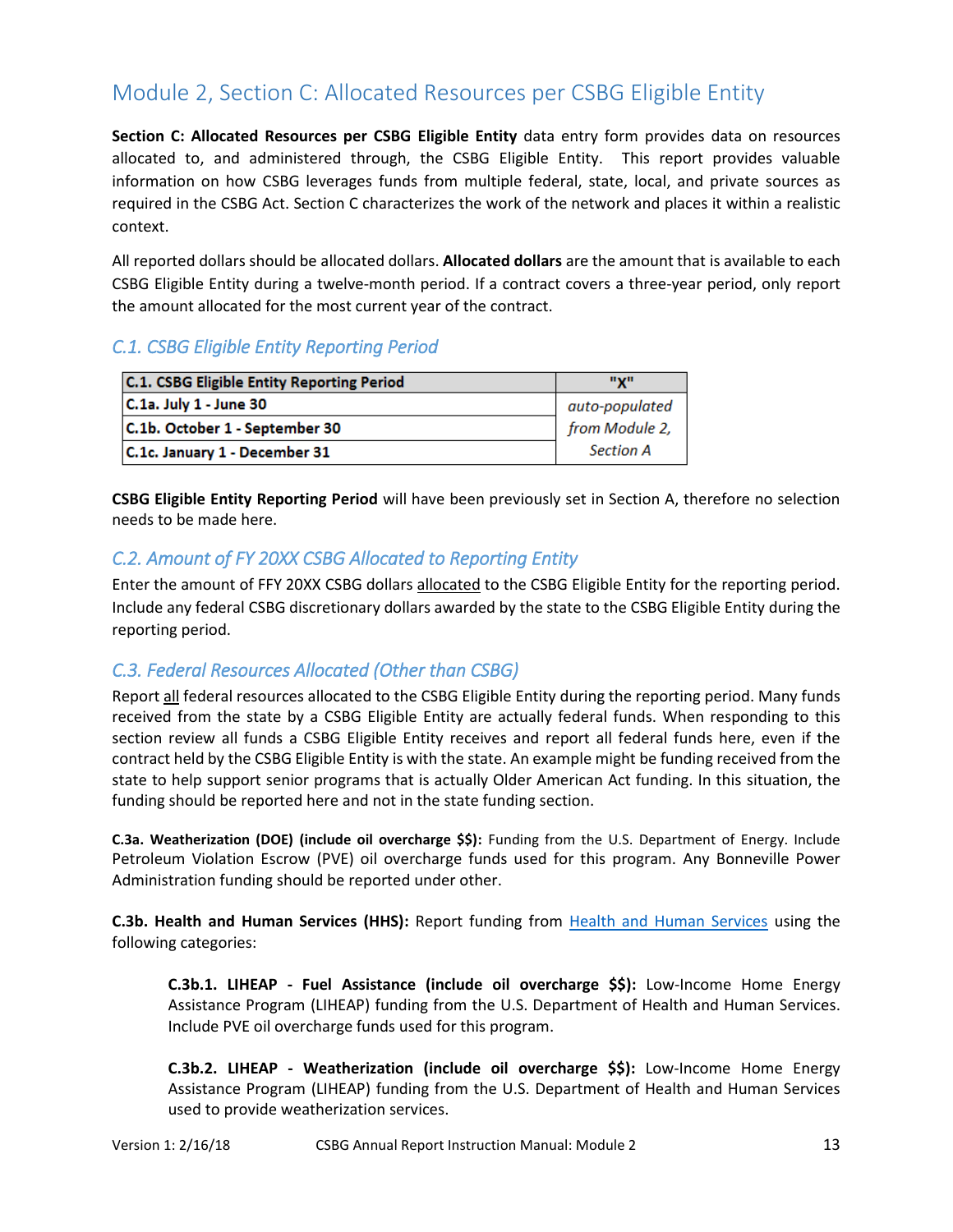## Module 2, Section C: Allocated Resources per CSBG Eligible Entity

**Section C: Allocated Resources per CSBG Eligible Entity** data entry form provides data on resources allocated to, and administered through, the CSBG Eligible Entity. This report provides valuable information on how CSBG leverages funds from multiple federal, state, local, and private sources as required in the CSBG Act. Section C characterizes the work of the network and places it within a realistic context.

All reported dollars should be allocated dollars. **Allocated dollars** are the amount that is available to each CSBG Eligible Entity during a twelve-month period. If a contract covers a three-year period, only report the amount allocated for the most current year of the contract.

### *C.1. CSBG Eligible Entity Reporting Period*

| C.1. CSBG Eligible Entity Reporting Period | "X" |
|---|---|
| C.1a. July 1 - June 30 | *auto-populated from Module 2, Section A* |
| C.1b. October 1 - September 30 | |
| C.1c. January 1 - December 31 | |

**CSBG Eligible Entity Reporting Period** will have been previously set in Section A, therefore no selection needs to be made here.

### *C.2. Amount of FY 20XX CSBG Allocated to Reporting Entity*

Enter the amount of FFY 20XX CSBG dollars allocated to the CSBG Eligible Entity for the reporting period. Include any federal CSBG discretionary dollars awarded by the state to the CSBG Eligible Entity during the reporting period.

### *C.3. Federal Resources Allocated (Other than CSBG)*

Report all federal resources allocated to the CSBG Eligible Entity during the reporting period. Many funds received from the state by a CSBG Eligible Entity are actually federal funds. When responding to this section review all funds a CSBG Eligible Entity receives and report all federal funds here, even if the contract held by the CSBG Eligible Entity is with the state. An example might be funding received from the state to help support senior programs that is actually Older American Act funding. In this situation, the funding should be reported here and not in the state funding section.

**C.3a. Weatherization (DOE) (include oil overcharge $$):** Funding from the U.S. Department of Energy. Include Petroleum Violation Escrow (PVE) oil overcharge funds used for this program. Any Bonneville Power Administration funding should be reported under other.

**C.3b. Health and Human Services (HHS):** Report funding from Health and Human Services using the following categories:

> **C.3b.1. LIHEAP - Fuel Assistance (include oil overcharge $$):** Low-Income Home Energy Assistance Program (LIHEAP) funding from the U.S. Department of Health and Human Services. Include PVE oil overcharge funds used for this program.
>
> **C.3b.2. LIHEAP - Weatherization (include oil overcharge $$):** Low-Income Home Energy Assistance Program (LIHEAP) funding from the U.S. Department of Health and Human Services used to provide weatherization services.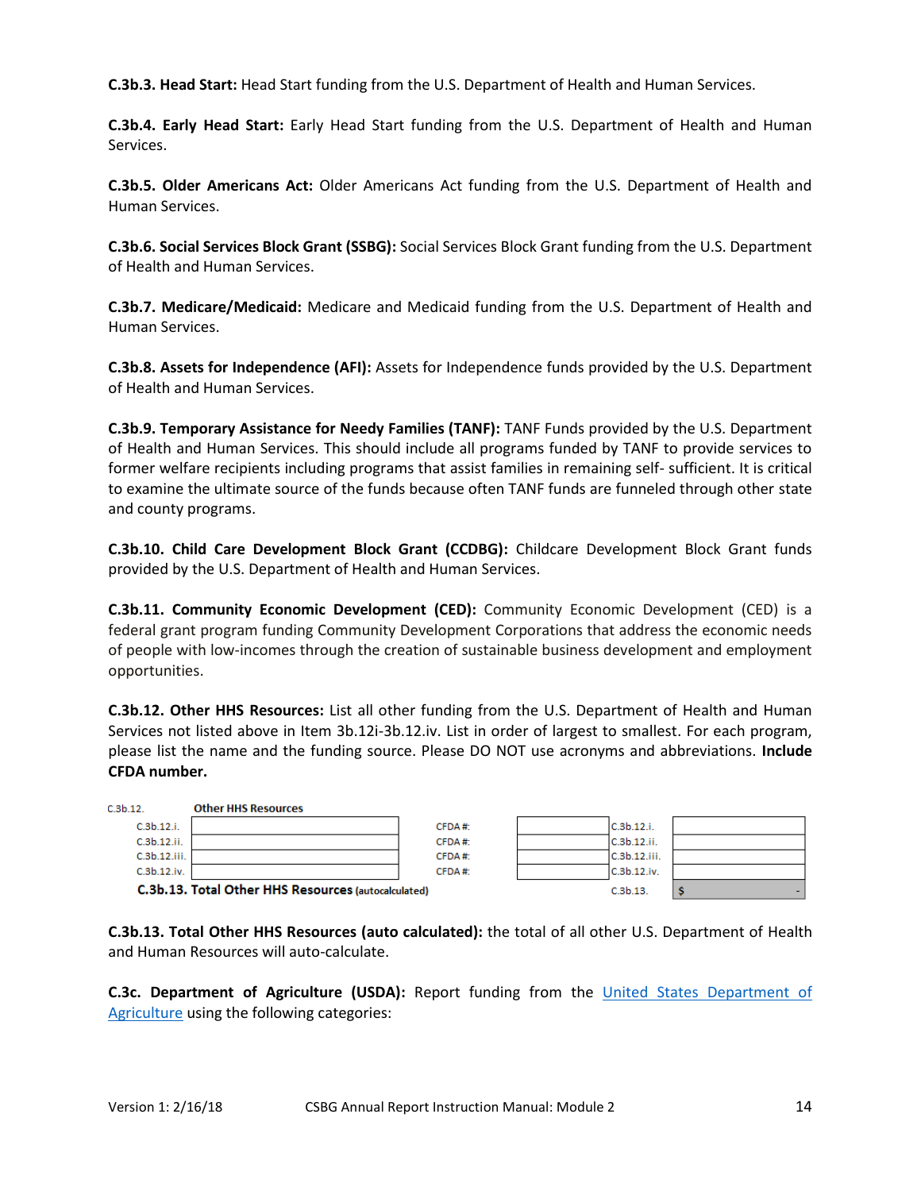**C.3b.3. Head Start:** Head Start funding from the U.S. Department of Health and Human Services.

**C.3b.4. Early Head Start:** Early Head Start funding from the U.S. Department of Health and Human Services.

**C.3b.5. Older Americans Act:** Older Americans Act funding from the U.S. Department of Health and Human Services.

**C.3b.6. Social Services Block Grant (SSBG):** Social Services Block Grant funding from the U.S. Department of Health and Human Services.

**C.3b.7. Medicare/Medicaid:** Medicare and Medicaid funding from the U.S. Department of Health and Human Services.

**C.3b.8. Assets for Independence (AFI):** Assets for Independence funds provided by the U.S. Department of Health and Human Services.

**C.3b.9. Temporary Assistance for Needy Families (TANF):** TANF Funds provided by the U.S. Department of Health and Human Services. This should include all programs funded by TANF to provide services to former welfare recipients including programs that assist families in remaining self- sufficient. It is critical to examine the ultimate source of the funds because often TANF funds are funneled through other state and county programs.

**C.3b.10. Child Care Development Block Grant (CCDBG):** Childcare Development Block Grant funds provided by the U.S. Department of Health and Human Services.

**C.3b.11. Community Economic Development (CED):** Community Economic Development (CED) is a federal grant program funding Community Development Corporations that address the economic needs of people with low-incomes through the creation of sustainable business development and employment opportunities.

**C.3b.12. Other HHS Resources:** List all other funding from the U.S. Department of Health and Human Services not listed above in Item 3b.12i-3b.12.iv. List in order of largest to smallest. For each program, please list the name and the funding source. Please DO NOT use acronyms and abbreviations. **Include CFDA number.**

| C.3b.12. | Other HHS Resources | | | | |
|---|---|---|---|---|---|
| C.3b.12.i. | | CFDA #: | | C.3b.12.i. | |
| C.3b.12.ii. | | CFDA #: | | C.3b.12.ii. | |
| C.3b.12.iii. | | CFDA #: | | C.3b.12.iii. | |
| C.3b.12.iv. | | CFDA #: | | C.3b.12.iv. | |
| **C.3b.13. Total Other HHS Resources** (autocalculated) | | | | C.3b.13. | $ - |

**C.3b.13. Total Other HHS Resources (auto calculated):** the total of all other U.S. Department of Health and Human Resources will auto-calculate.

**C.3c. Department of Agriculture (USDA):** Report funding from the United States Department of Agriculture using the following categories: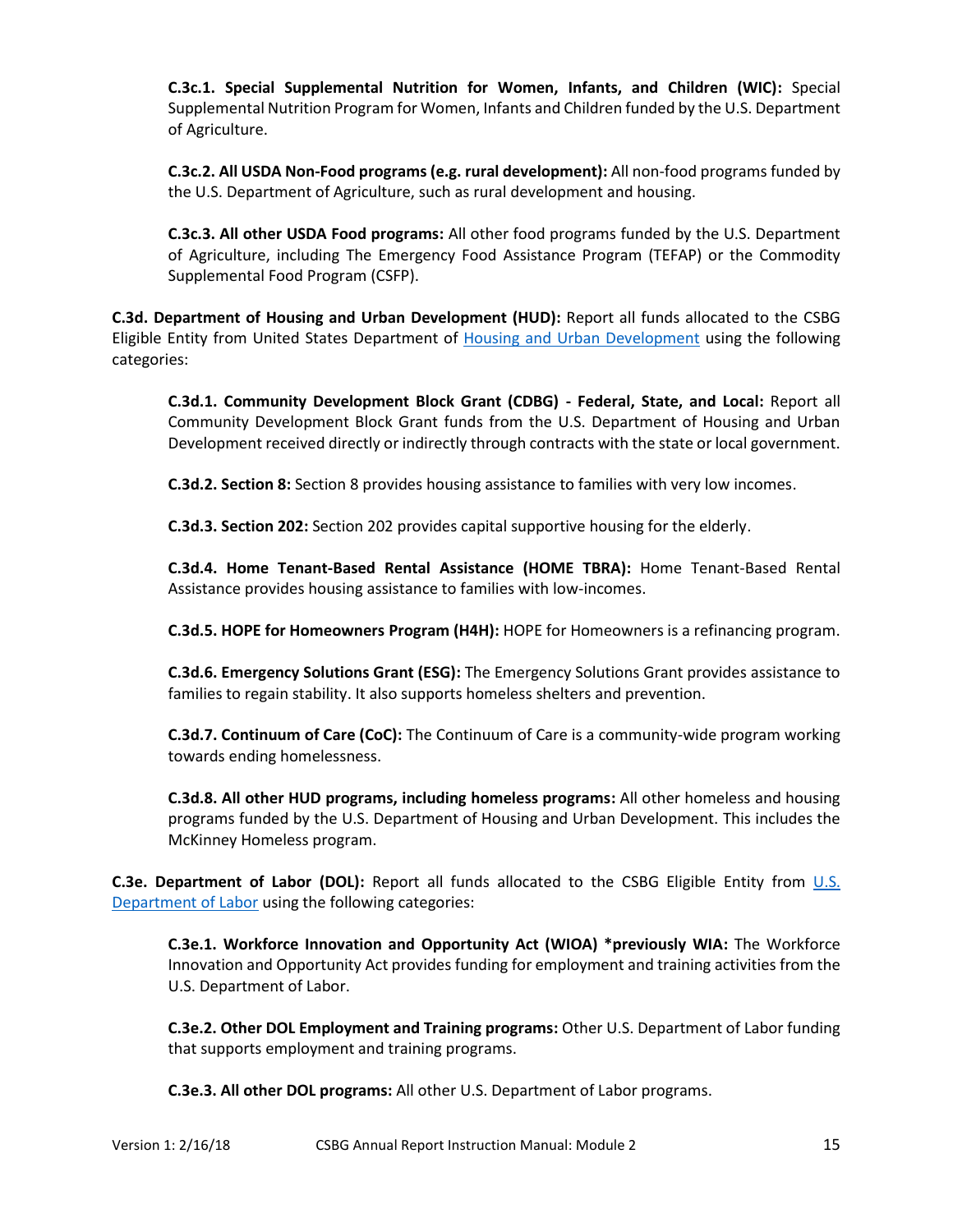**C.3c.1. Special Supplemental Nutrition for Women, Infants, and Children (WIC):** Special Supplemental Nutrition Program for Women, Infants and Children funded by the U.S. Department of Agriculture.

**C.3c.2. All USDA Non-Food programs (e.g. rural development):** All non-food programs funded by the U.S. Department of Agriculture, such as rural development and housing.

**C.3c.3. All other USDA Food programs:** All other food programs funded by the U.S. Department of Agriculture, including The Emergency Food Assistance Program (TEFAP) or the Commodity Supplemental Food Program (CSFP).

**C.3d. Department of Housing and Urban Development (HUD):** Report all funds allocated to the CSBG Eligible Entity from United States Department of Housing and Urban Development using the following categories:

**C.3d.1. Community Development Block Grant (CDBG) - Federal, State, and Local:** Report all Community Development Block Grant funds from the U.S. Department of Housing and Urban Development received directly or indirectly through contracts with the state or local government.

**C.3d.2. Section 8:** Section 8 provides housing assistance to families with very low incomes.

**C.3d.3. Section 202:** Section 202 provides capital supportive housing for the elderly.

**C.3d.4. Home Tenant-Based Rental Assistance (HOME TBRA):** Home Tenant-Based Rental Assistance provides housing assistance to families with low-incomes.

**C.3d.5. HOPE for Homeowners Program (H4H):** HOPE for Homeowners is a refinancing program.

**C.3d.6. Emergency Solutions Grant (ESG):** The Emergency Solutions Grant provides assistance to families to regain stability. It also supports homeless shelters and prevention.

**C.3d.7. Continuum of Care (CoC):** The Continuum of Care is a community-wide program working towards ending homelessness.

**C.3d.8. All other HUD programs, including homeless programs:** All other homeless and housing programs funded by the U.S. Department of Housing and Urban Development. This includes the McKinney Homeless program.

**C.3e. Department of Labor (DOL):** Report all funds allocated to the CSBG Eligible Entity from U.S. Department of Labor using the following categories:

**C.3e.1. Workforce Innovation and Opportunity Act (WIOA) *previously WIA:** The Workforce Innovation and Opportunity Act provides funding for employment and training activities from the U.S. Department of Labor.

**C.3e.2. Other DOL Employment and Training programs:** Other U.S. Department of Labor funding that supports employment and training programs.

**C.3e.3. All other DOL programs:** All other U.S. Department of Labor programs.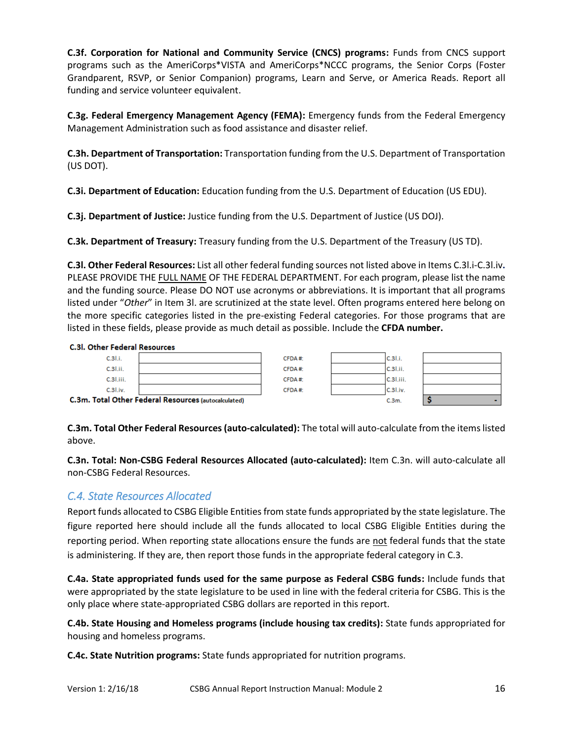**C.3f. Corporation for National and Community Service (CNCS) programs:** Funds from CNCS support programs such as the AmeriCorps*VISTA and AmeriCorps*NCCC programs, the Senior Corps (Foster Grandparent, RSVP, or Senior Companion) programs, Learn and Serve, or America Reads. Report all funding and service volunteer equivalent.

**C.3g. Federal Emergency Management Agency (FEMA):** Emergency funds from the Federal Emergency Management Administration such as food assistance and disaster relief.

**C.3h. Department of Transportation:** Transportation funding from the U.S. Department of Transportation (US DOT).

**C.3i. Department of Education:** Education funding from the U.S. Department of Education (US EDU).

**C.3j. Department of Justice:** Justice funding from the U.S. Department of Justice (US DOJ).

**C.3k. Department of Treasury:** Treasury funding from the U.S. Department of the Treasury (US TD).

**C.3l. Other Federal Resources:** List all other federal funding sources not listed above in Items C.3l.i-C.3l.iv**.** PLEASE PROVIDE THE FULL NAME OF THE FEDERAL DEPARTMENT. For each program, please list the name and the funding source. Please DO NOT use acronyms or abbreviations. It is important that all programs listed under "*Other*" in Item 3l. are scrutinized at the state level. Often programs entered here belong on the more specific categories listed in the pre-existing Federal categories. For those programs that are listed in these fields, please provide as much detail as possible. Include the **CFDA number.**

**C.3l. Other Federal Resources**

| | | | | | |
|---|---|---|---|---|---|
| C.3l.i. | | CFDA #: | | C.3l.i. | |
| C.3l.ii. | | CFDA #: | | C.3l.ii. | |
| C.3l.iii. | | CFDA #: | | C.3l.iii. | |
| C.3l.iv. | | CFDA #: | | C.3l.iv. | |
| **C.3m. Total Other Federal Resources** (autocalculated) | | | | C.3m. | $ - |

**C.3m. Total Other Federal Resources (auto-calculated):** The total will auto-calculate from the items listed above.

**C.3n. Total: Non-CSBG Federal Resources Allocated (auto-calculated):** Item C.3n. will auto-calculate all non-CSBG Federal Resources.

## *C.4. State Resources Allocated*

Report funds allocated to CSBG Eligible Entities from state funds appropriated by the state legislature. The figure reported here should include all the funds allocated to local CSBG Eligible Entities during the reporting period. When reporting state allocations ensure the funds are not federal funds that the state is administering. If they are, then report those funds in the appropriate federal category in C.3.

**C.4a. State appropriated funds used for the same purpose as Federal CSBG funds:** Include funds that were appropriated by the state legislature to be used in line with the federal criteria for CSBG. This is the only place where state-appropriated CSBG dollars are reported in this report.

**C.4b. State Housing and Homeless programs (include housing tax credits):** State funds appropriated for housing and homeless programs.

**C.4c. State Nutrition programs:** State funds appropriated for nutrition programs.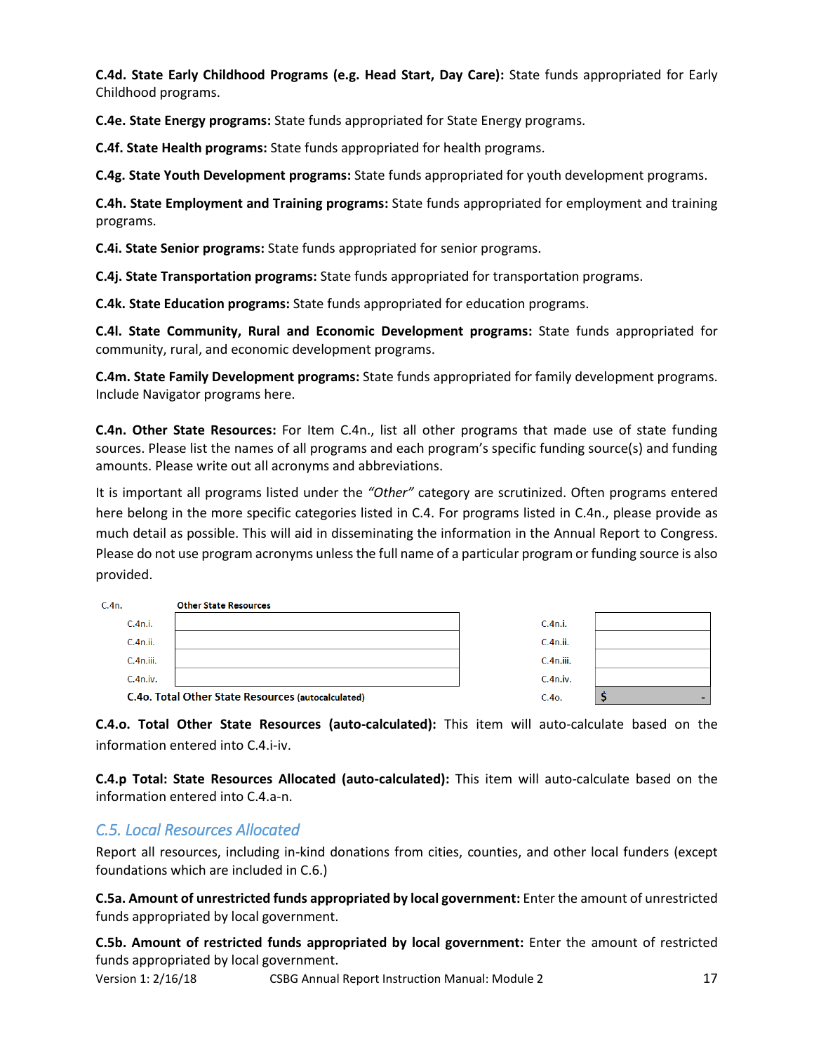**C.4d. State Early Childhood Programs (e.g. Head Start, Day Care):** State funds appropriated for Early Childhood programs.

**C.4e. State Energy programs:** State funds appropriated for State Energy programs.

**C.4f. State Health programs:** State funds appropriated for health programs.

**C.4g. State Youth Development programs:** State funds appropriated for youth development programs.

**C.4h. State Employment and Training programs:** State funds appropriated for employment and training programs.

**C.4i. State Senior programs:** State funds appropriated for senior programs.

**C.4j. State Transportation programs:** State funds appropriated for transportation programs.

**C.4k. State Education programs:** State funds appropriated for education programs.

**C.4l. State Community, Rural and Economic Development programs:** State funds appropriated for community, rural, and economic development programs.

**C.4m. State Family Development programs:** State funds appropriated for family development programs. Include Navigator programs here.

**C.4n. Other State Resources:** For Item C.4n., list all other programs that made use of state funding sources. Please list the names of all programs and each program's specific funding source(s) and funding amounts. Please write out all acronyms and abbreviations.

It is important all programs listed under the *"Other"* category are scrutinized. Often programs entered here belong in the more specific categories listed in C.4. For programs listed in C.4n., please provide as much detail as possible. This will aid in disseminating the information in the Annual Report to Congress. Please do not use program acronyms unless the full name of a particular program or funding source is also provided.

| C.4n. | Other State Resources | | |
|---|---|---|---|
| C.4n.i. | | C.4n.i. | |
| C.4n.ii. | | C.4n.ii. | |
| C.4n.iii. | | C.4n.iii. | |
| C.4n.iv. | | C.4n.iv. | |
| C.4o. Total Other State Resources (autocalculated) | | C.4o. | $ - |

**C.4.o. Total Other State Resources (auto-calculated):** This item will auto-calculate based on the information entered into C.4.i-iv.

**C.4.p Total: State Resources Allocated (auto-calculated):** This item will auto-calculate based on the information entered into C.4.a-n.

## *C.5. Local Resources Allocated*

Report all resources, including in-kind donations from cities, counties, and other local funders (except foundations which are included in C.6.)

**C.5a. Amount of unrestricted funds appropriated by local government:** Enter the amount of unrestricted funds appropriated by local government.

**C.5b. Amount of restricted funds appropriated by local government:** Enter the amount of restricted funds appropriated by local government.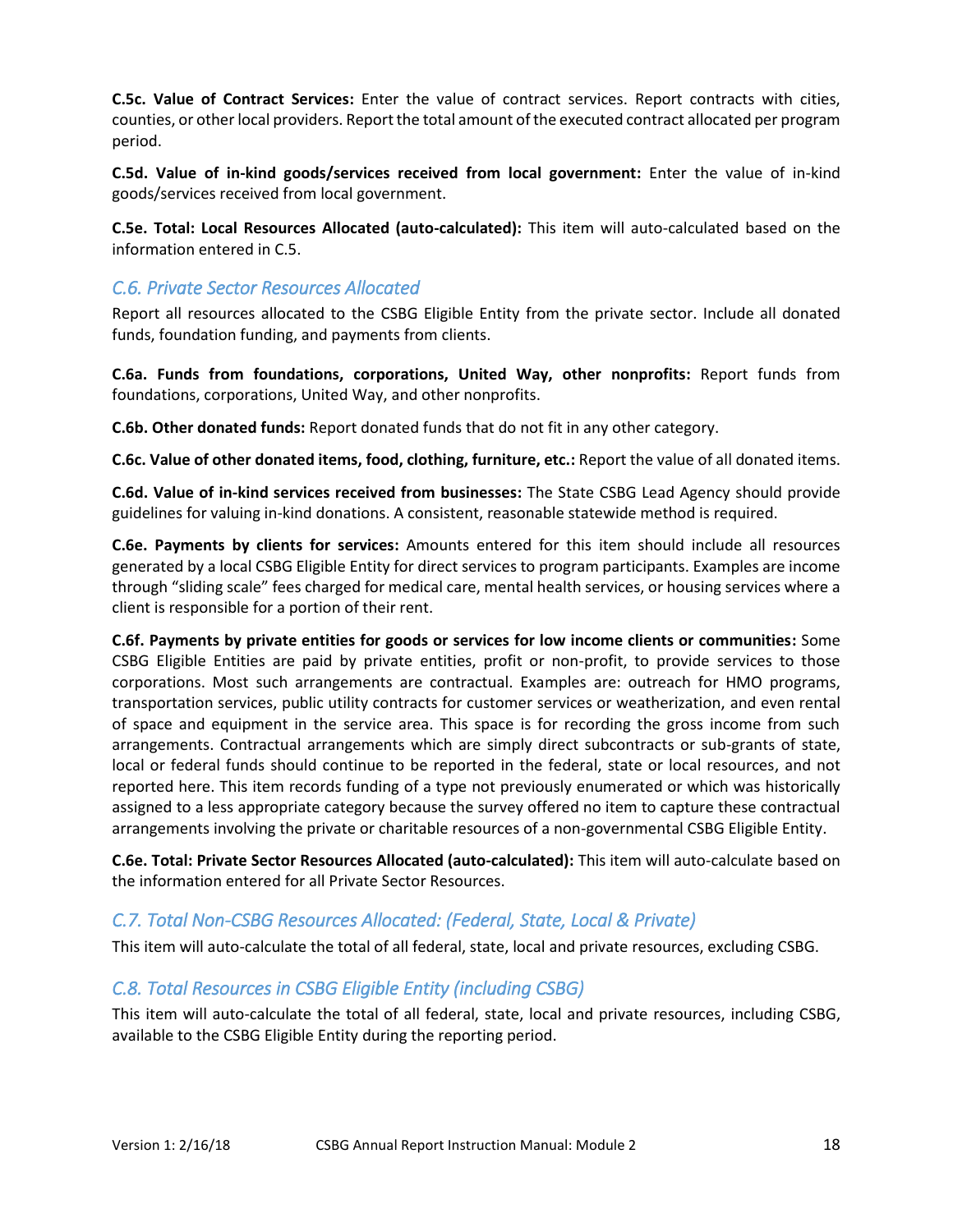**C.5c. Value of Contract Services:** Enter the value of contract services. Report contracts with cities, counties, or other local providers. Report the total amount of the executed contract allocated per program period.

**C.5d. Value of in-kind goods/services received from local government:** Enter the value of in-kind goods/services received from local government.

**C.5e. Total: Local Resources Allocated (auto-calculated):** This item will auto-calculated based on the information entered in C.5.

## *C.6. Private Sector Resources Allocated*

Report all resources allocated to the CSBG Eligible Entity from the private sector. Include all donated funds, foundation funding, and payments from clients.

**C.6a. Funds from foundations, corporations, United Way, other nonprofits:** Report funds from foundations, corporations, United Way, and other nonprofits.

**C.6b. Other donated funds:** Report donated funds that do not fit in any other category.

**C.6c. Value of other donated items, food, clothing, furniture, etc.:** Report the value of all donated items.

**C.6d. Value of in-kind services received from businesses:** The State CSBG Lead Agency should provide guidelines for valuing in-kind donations. A consistent, reasonable statewide method is required.

**C.6e. Payments by clients for services:** Amounts entered for this item should include all resources generated by a local CSBG Eligible Entity for direct services to program participants. Examples are income through "sliding scale" fees charged for medical care, mental health services, or housing services where a client is responsible for a portion of their rent.

**C.6f. Payments by private entities for goods or services for low income clients or communities:** Some CSBG Eligible Entities are paid by private entities, profit or non-profit, to provide services to those corporations. Most such arrangements are contractual. Examples are: outreach for HMO programs, transportation services, public utility contracts for customer services or weatherization, and even rental of space and equipment in the service area. This space is for recording the gross income from such arrangements. Contractual arrangements which are simply direct subcontracts or sub-grants of state, local or federal funds should continue to be reported in the federal, state or local resources, and not reported here. This item records funding of a type not previously enumerated or which was historically assigned to a less appropriate category because the survey offered no item to capture these contractual arrangements involving the private or charitable resources of a non-governmental CSBG Eligible Entity.

**C.6e. Total: Private Sector Resources Allocated (auto-calculated):** This item will auto-calculate based on the information entered for all Private Sector Resources.

## *C.7. Total Non-CSBG Resources Allocated: (Federal, State, Local & Private)*

This item will auto-calculate the total of all federal, state, local and private resources, excluding CSBG.

## *C.8. Total Resources in CSBG Eligible Entity (including CSBG)*

This item will auto-calculate the total of all federal, state, local and private resources, including CSBG, available to the CSBG Eligible Entity during the reporting period.